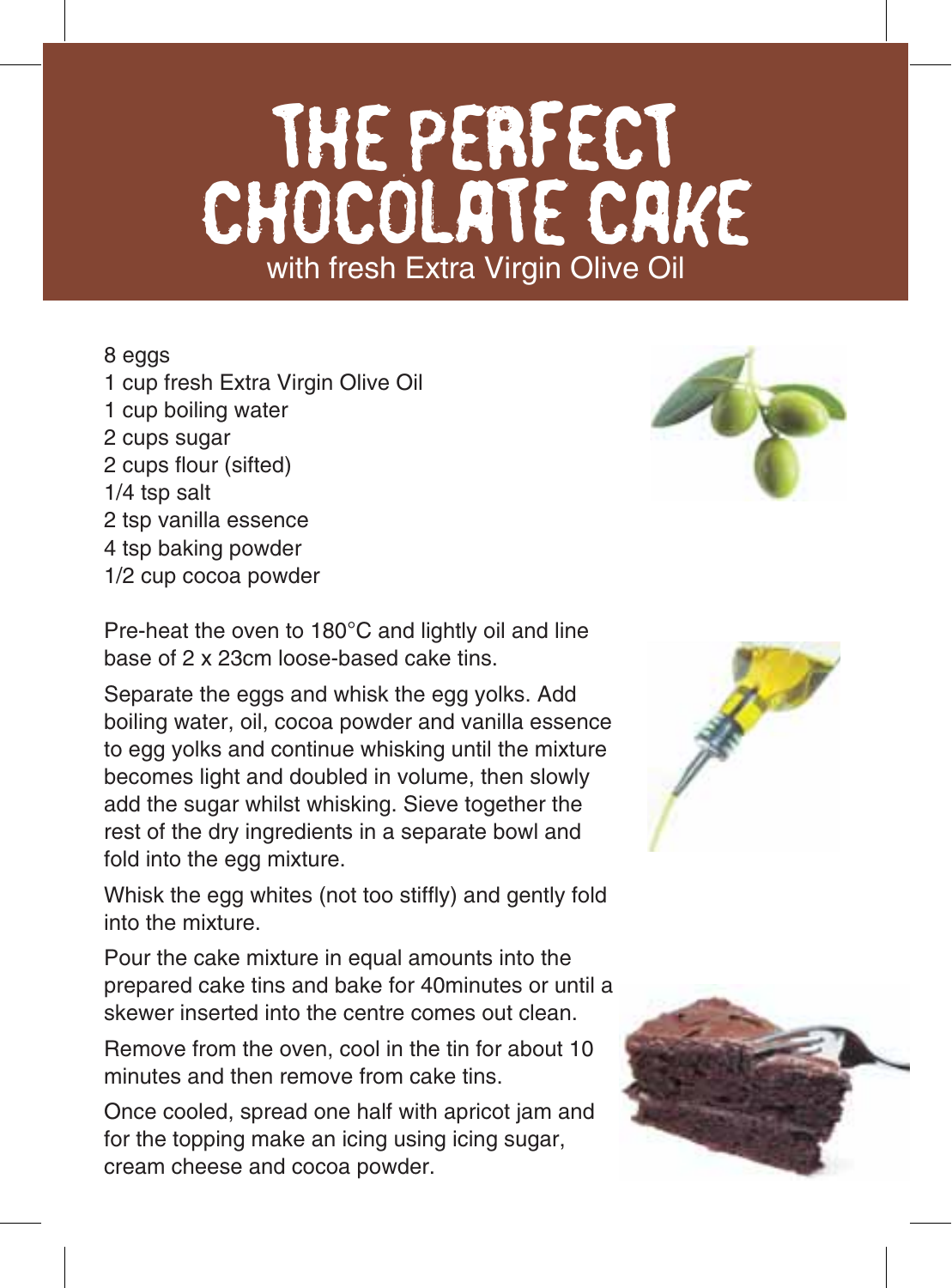# THE PERFECT CHOCOLATE CAKE

with fresh Extra Virgin Olive Oil

8 eggs
1 cup fresh Extra Virgin Olive Oil
1 cup boiling water
2 cups sugar
2 cups flour (sifted)
1/4 tsp salt
2 tsp vanilla essence
4 tsp baking powder
1/2 cup cocoa powder

Pre-heat the oven to 180°C and lightly oil and line base of 2 x 23cm loose-based cake tins.

Separate the eggs and whisk the egg yolks. Add boiling water, oil, cocoa powder and vanilla essence to egg yolks and continue whisking until the mixture becomes light and doubled in volume, then slowly add the sugar whilst whisking. Sieve together the rest of the dry ingredients in a separate bowl and fold into the egg mixture.

Whisk the egg whites (not too stiffly) and gently fold into the mixture.

Pour the cake mixture in equal amounts into the prepared cake tins and bake for 40minutes or until a skewer inserted into the centre comes out clean.

Remove from the oven, cool in the tin for about 10 minutes and then remove from cake tins.

Once cooled, spread one half with apricot jam and for the topping make an icing using icing sugar, cream cheese and cocoa powder.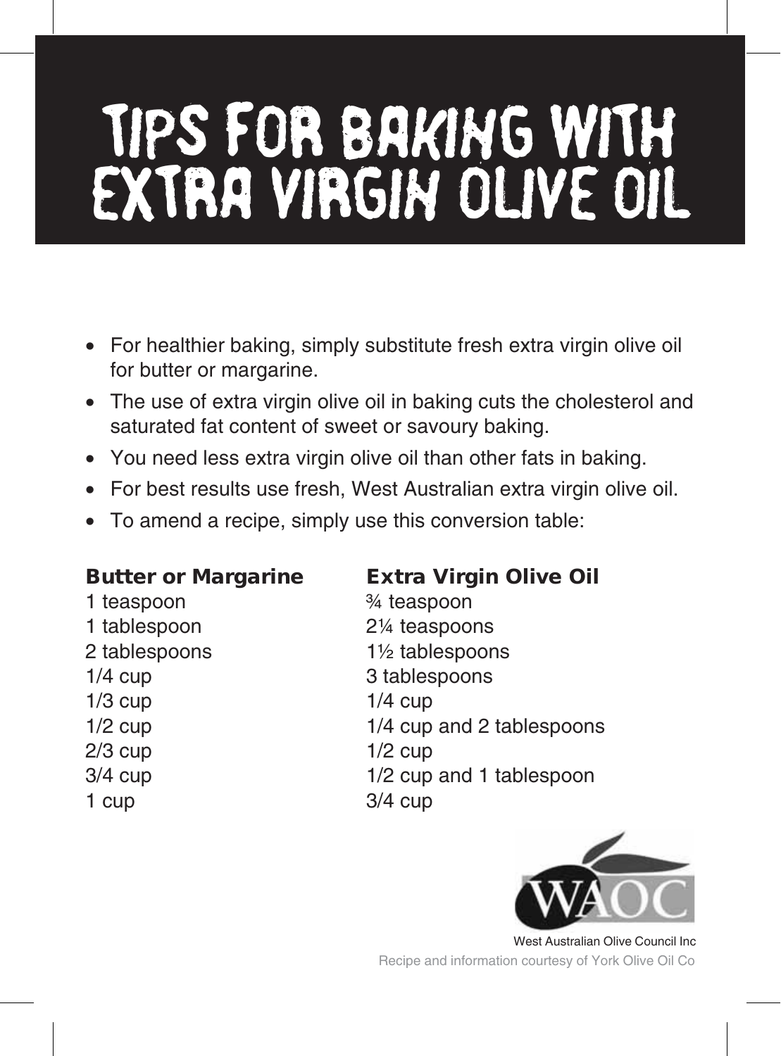# TIPS FOR BAKING WITH EXTRA VIRGIN OLIVE OIL

- For healthier baking, simply substitute fresh extra virgin olive oil for butter or margarine.
- The use of extra virgin olive oil in baking cuts the cholesterol and saturated fat content of sweet or savoury baking.
- You need less extra virgin olive oil than other fats in baking.
- For best results use fresh, West Australian extra virgin olive oil.
- To amend a recipe, simply use this conversion table:

| **Butter or Margarine** | **Extra Virgin Olive Oil** |
|---|---|
| 1 teaspoon | ¾ teaspoon |
| 1 tablespoon | 2¼ teaspoons |
| 2 tablespoons | 1½ tablespoons |
| 1/4 cup | 3 tablespoons |
| 1/3 cup | 1/4 cup |
| 1/2 cup | 1/4 cup and 2 tablespoons |
| 2/3 cup | 1/2 cup |
| 3/4 cup | 1/2 cup and 1 tablespoon |
| 1 cup | 3/4 cup |

WAOC

West Australian Olive Council Inc

Recipe and information courtesy of York Olive Oil Co